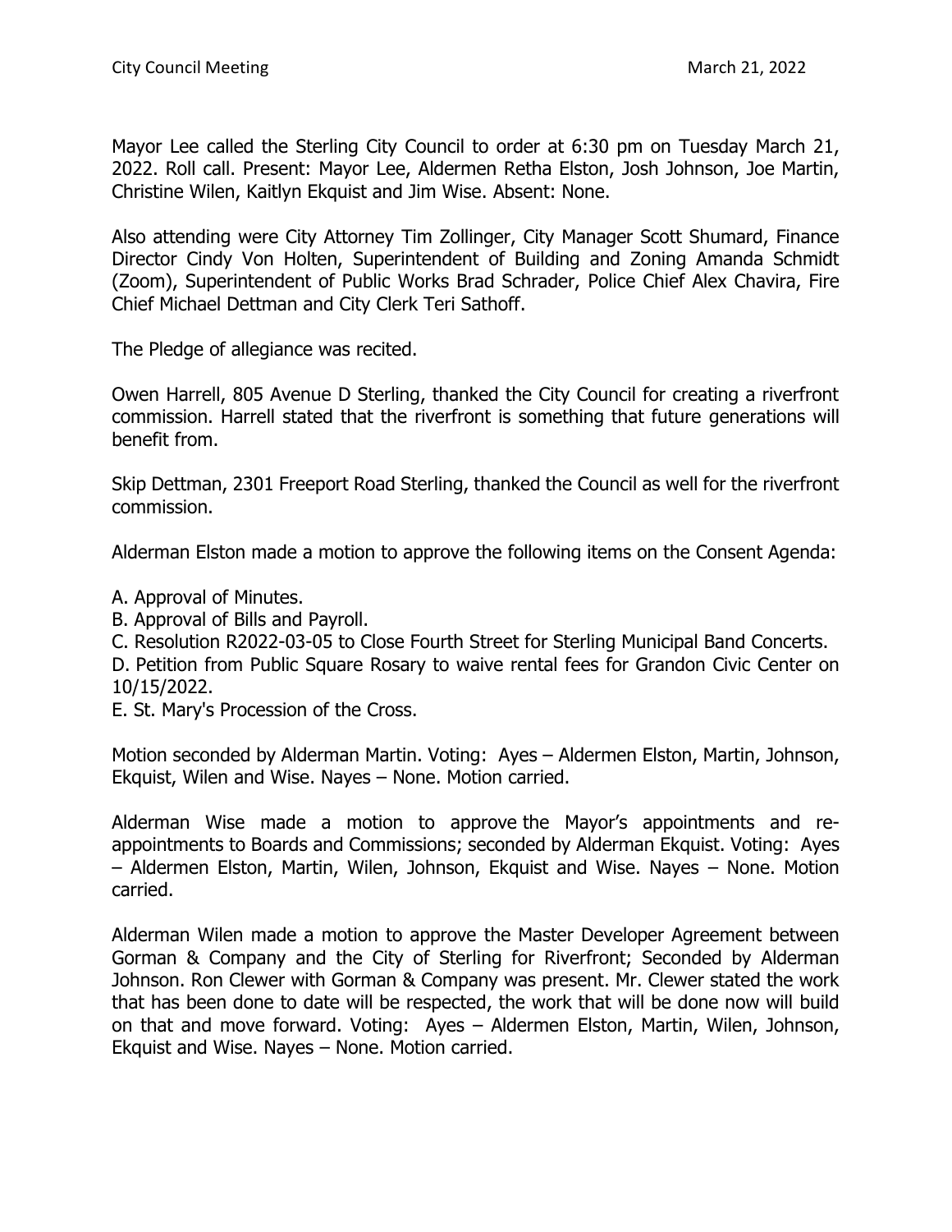Mayor Lee called the Sterling City Council to order at 6:30 pm on Tuesday March 21, 2022. Roll call. Present: Mayor Lee, Aldermen Retha Elston, Josh Johnson, Joe Martin, Christine Wilen, Kaitlyn Ekquist and Jim Wise. Absent: None.

Also attending were City Attorney Tim Zollinger, City Manager Scott Shumard, Finance Director Cindy Von Holten, Superintendent of Building and Zoning Amanda Schmidt (Zoom), Superintendent of Public Works Brad Schrader, Police Chief Alex Chavira, Fire Chief Michael Dettman and City Clerk Teri Sathoff.

The Pledge of allegiance was recited.

Owen Harrell, 805 Avenue D Sterling, thanked the City Council for creating a riverfront commission. Harrell stated that the riverfront is something that future generations will benefit from.

Skip Dettman, 2301 Freeport Road Sterling, thanked the Council as well for the riverfront commission.

Alderman Elston made a motion to approve the following items on the Consent Agenda:

A. Approval of Minutes.
B. Approval of Bills and Payroll.
C. Resolution R2022-03-05 to Close Fourth Street for Sterling Municipal Band Concerts.
D. Petition from Public Square Rosary to waive rental fees for Grandon Civic Center on 10/15/2022.
E. St. Mary's Procession of the Cross.

Motion seconded by Alderman Martin. Voting: Ayes – Aldermen Elston, Martin, Johnson, Ekquist, Wilen and Wise. Nayes – None. Motion carried.

Alderman Wise made a motion to approve the Mayor's appointments and re-appointments to Boards and Commissions; seconded by Alderman Ekquist. Voting: Ayes – Aldermen Elston, Martin, Wilen, Johnson, Ekquist and Wise. Nayes – None. Motion carried.

Alderman Wilen made a motion to approve the Master Developer Agreement between Gorman & Company and the City of Sterling for Riverfront; Seconded by Alderman Johnson. Ron Clewer with Gorman & Company was present. Mr. Clewer stated the work that has been done to date will be respected, the work that will be done now will build on that and move forward. Voting: Ayes – Aldermen Elston, Martin, Wilen, Johnson, Ekquist and Wise. Nayes – None. Motion carried.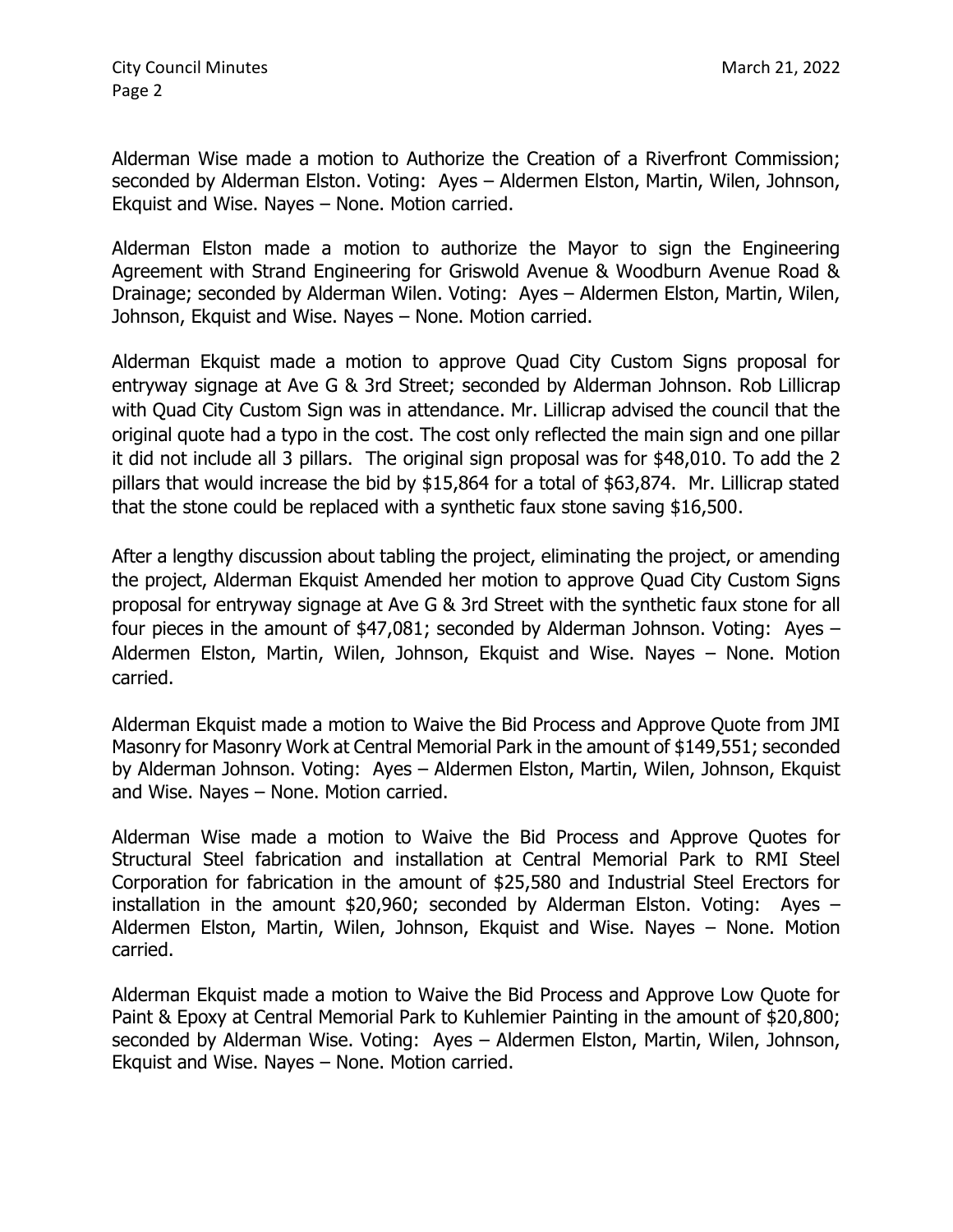Alderman Wise made a motion to Authorize the Creation of a Riverfront Commission; seconded by Alderman Elston. Voting: Ayes – Aldermen Elston, Martin, Wilen, Johnson, Ekquist and Wise. Nayes – None. Motion carried.

Alderman Elston made a motion to authorize the Mayor to sign the Engineering Agreement with Strand Engineering for Griswold Avenue & Woodburn Avenue Road & Drainage; seconded by Alderman Wilen. Voting: Ayes – Aldermen Elston, Martin, Wilen, Johnson, Ekquist and Wise. Nayes – None. Motion carried.

Alderman Ekquist made a motion to approve Quad City Custom Signs proposal for entryway signage at Ave G & 3rd Street; seconded by Alderman Johnson. Rob Lillicrap with Quad City Custom Sign was in attendance. Mr. Lillicrap advised the council that the original quote had a typo in the cost. The cost only reflected the main sign and one pillar it did not include all 3 pillars. The original sign proposal was for $48,010. To add the 2 pillars that would increase the bid by $15,864 for a total of $63,874. Mr. Lillicrap stated that the stone could be replaced with a synthetic faux stone saving $16,500.

After a lengthy discussion about tabling the project, eliminating the project, or amending the project, Alderman Ekquist Amended her motion to approve Quad City Custom Signs proposal for entryway signage at Ave G & 3rd Street with the synthetic faux stone for all four pieces in the amount of $47,081; seconded by Alderman Johnson. Voting: Ayes – Aldermen Elston, Martin, Wilen, Johnson, Ekquist and Wise. Nayes – None. Motion carried.

Alderman Ekquist made a motion to Waive the Bid Process and Approve Quote from JMI Masonry for Masonry Work at Central Memorial Park in the amount of $149,551; seconded by Alderman Johnson. Voting: Ayes – Aldermen Elston, Martin, Wilen, Johnson, Ekquist and Wise. Nayes – None. Motion carried.

Alderman Wise made a motion to Waive the Bid Process and Approve Quotes for Structural Steel fabrication and installation at Central Memorial Park to RMI Steel Corporation for fabrication in the amount of $25,580 and Industrial Steel Erectors for installation in the amount $20,960; seconded by Alderman Elston. Voting: Ayes – Aldermen Elston, Martin, Wilen, Johnson, Ekquist and Wise. Nayes – None. Motion carried.

Alderman Ekquist made a motion to Waive the Bid Process and Approve Low Quote for Paint & Epoxy at Central Memorial Park to Kuhlemier Painting in the amount of $20,800; seconded by Alderman Wise. Voting: Ayes – Aldermen Elston, Martin, Wilen, Johnson, Ekquist and Wise. Nayes – None. Motion carried.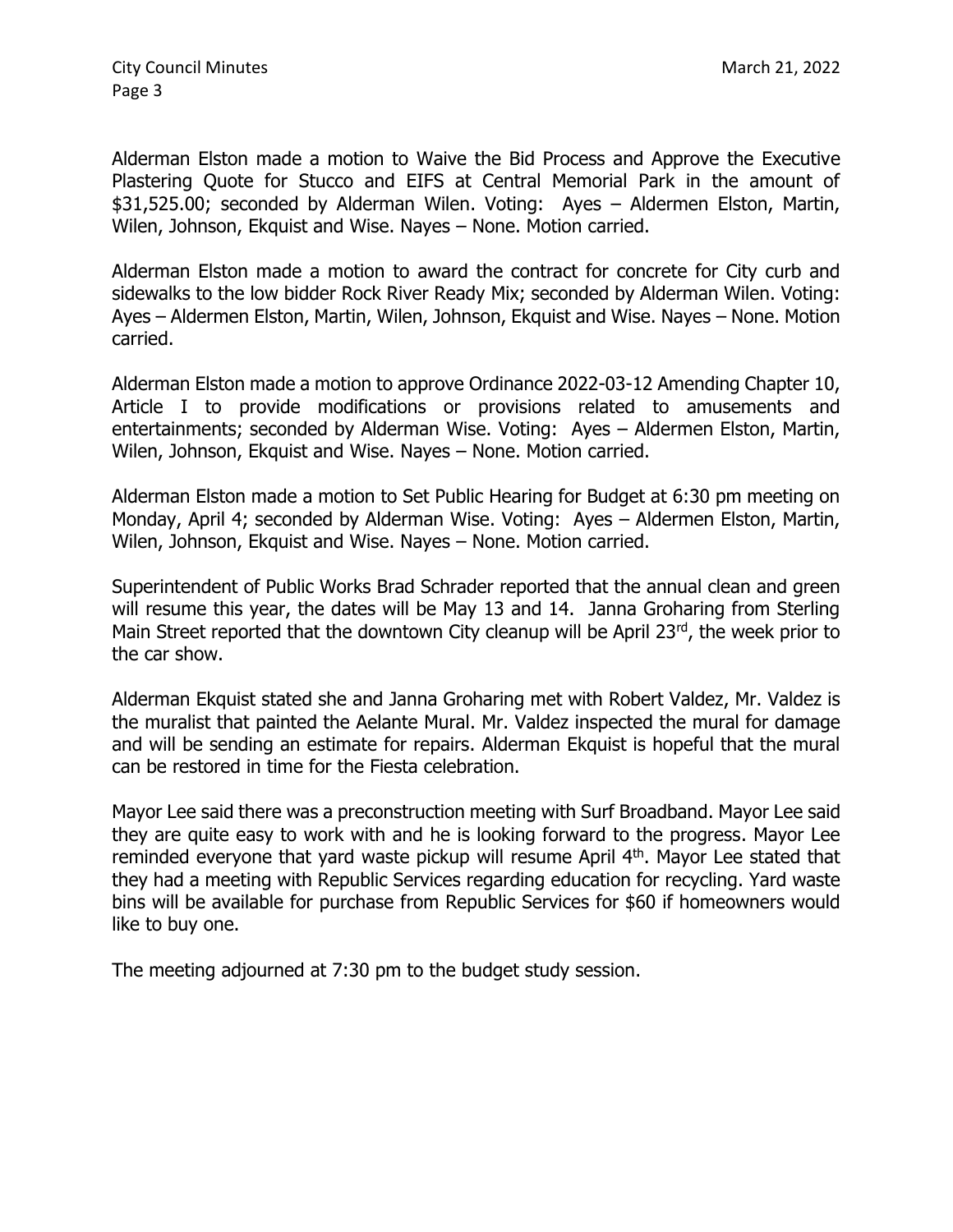Alderman Elston made a motion to Waive the Bid Process and Approve the Executive Plastering Quote for Stucco and EIFS at Central Memorial Park in the amount of $31,525.00; seconded by Alderman Wilen. Voting: Ayes – Aldermen Elston, Martin, Wilen, Johnson, Ekquist and Wise. Nayes – None. Motion carried.

Alderman Elston made a motion to award the contract for concrete for City curb and sidewalks to the low bidder Rock River Ready Mix; seconded by Alderman Wilen. Voting: Ayes – Aldermen Elston, Martin, Wilen, Johnson, Ekquist and Wise. Nayes – None. Motion carried.

Alderman Elston made a motion to approve Ordinance 2022-03-12 Amending Chapter 10, Article I to provide modifications or provisions related to amusements and entertainments; seconded by Alderman Wise. Voting: Ayes – Aldermen Elston, Martin, Wilen, Johnson, Ekquist and Wise. Nayes – None. Motion carried.

Alderman Elston made a motion to Set Public Hearing for Budget at 6:30 pm meeting on Monday, April 4; seconded by Alderman Wise. Voting: Ayes – Aldermen Elston, Martin, Wilen, Johnson, Ekquist and Wise. Nayes – None. Motion carried.

Superintendent of Public Works Brad Schrader reported that the annual clean and green will resume this year, the dates will be May 13 and 14. Janna Groharing from Sterling Main Street reported that the downtown City cleanup will be April 23rd, the week prior to the car show.

Alderman Ekquist stated she and Janna Groharing met with Robert Valdez, Mr. Valdez is the muralist that painted the Aelante Mural. Mr. Valdez inspected the mural for damage and will be sending an estimate for repairs. Alderman Ekquist is hopeful that the mural can be restored in time for the Fiesta celebration.

Mayor Lee said there was a preconstruction meeting with Surf Broadband. Mayor Lee said they are quite easy to work with and he is looking forward to the progress. Mayor Lee reminded everyone that yard waste pickup will resume April 4th. Mayor Lee stated that they had a meeting with Republic Services regarding education for recycling. Yard waste bins will be available for purchase from Republic Services for $60 if homeowners would like to buy one.

The meeting adjourned at 7:30 pm to the budget study session.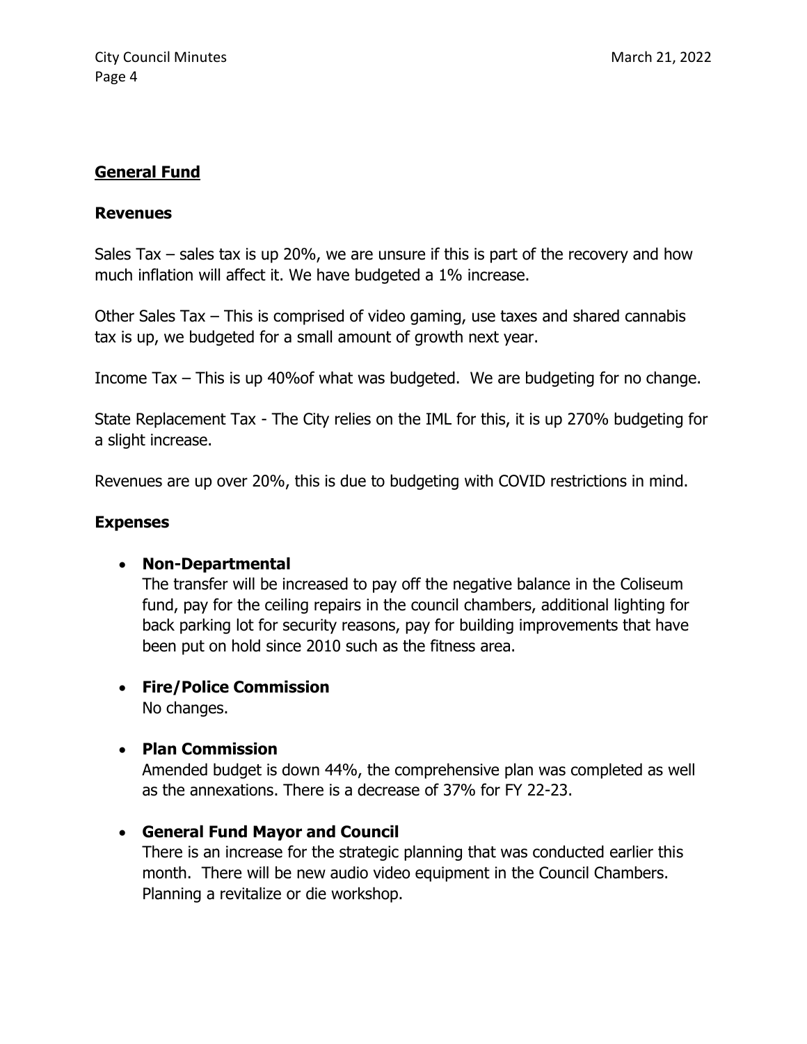**<u>General Fund</u>**

**Revenues**

Sales Tax – sales tax is up 20%, we are unsure if this is part of the recovery and how much inflation will affect it. We have budgeted a 1% increase.

Other Sales Tax – This is comprised of video gaming, use taxes and shared cannabis tax is up, we budgeted for a small amount of growth next year.

Income Tax – This is up 40%of what was budgeted. We are budgeting for no change.

State Replacement Tax - The City relies on the IML for this, it is up 270% budgeting for a slight increase.

Revenues are up over 20%, this is due to budgeting with COVID restrictions in mind.

**Expenses**

- **Non-Departmental**
  The transfer will be increased to pay off the negative balance in the Coliseum fund, pay for the ceiling repairs in the council chambers, additional lighting for back parking lot for security reasons, pay for building improvements that have been put on hold since 2010 such as the fitness area.

- **Fire/Police Commission**
  No changes.

- **Plan Commission**
  Amended budget is down 44%, the comprehensive plan was completed as well as the annexations. There is a decrease of 37% for FY 22-23.

- **General Fund Mayor and Council**
  There is an increase for the strategic planning that was conducted earlier this month. There will be new audio video equipment in the Council Chambers. Planning a revitalize or die workshop.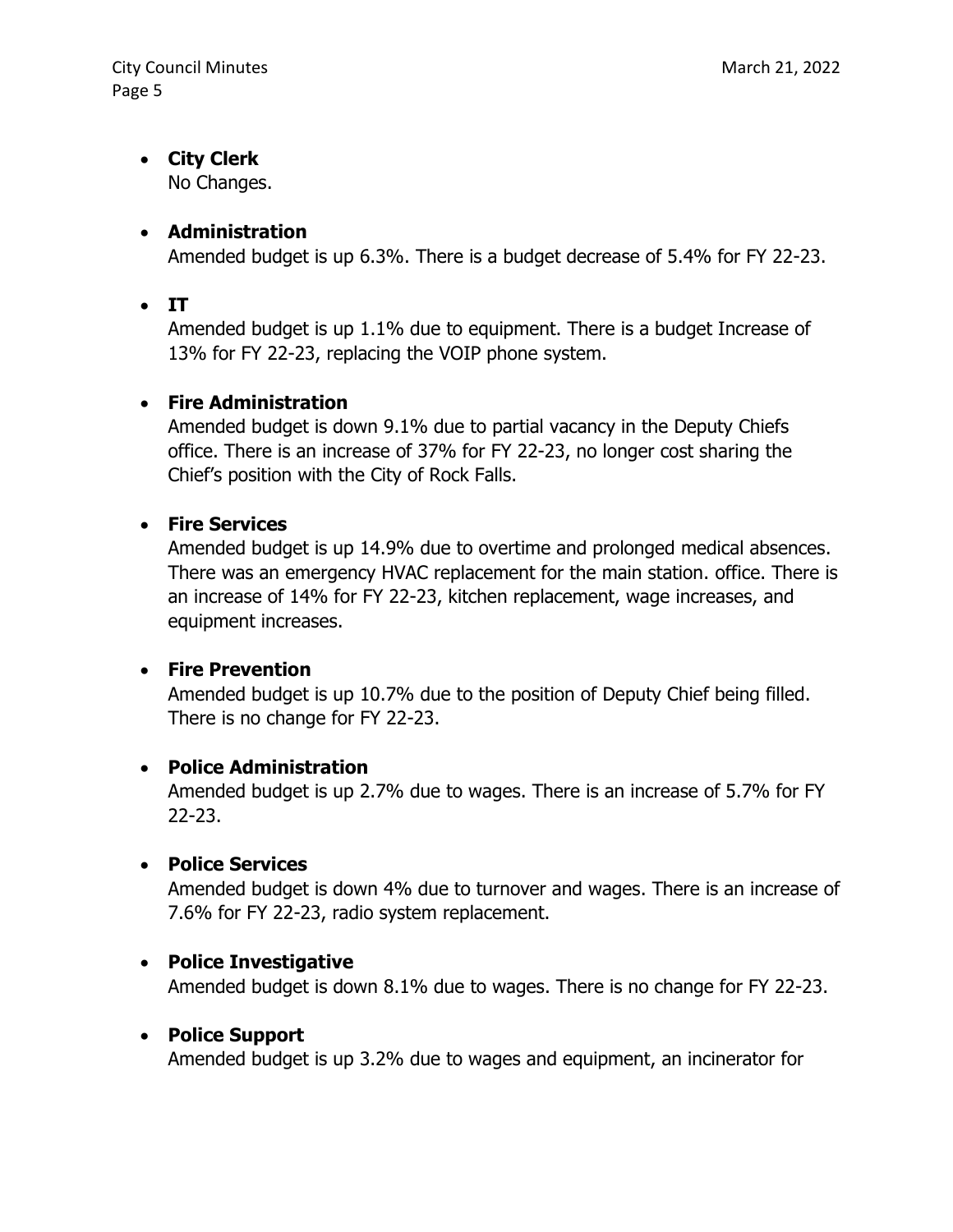- **City Clerk**
  No Changes.

- **Administration**
  Amended budget is up 6.3%. There is a budget decrease of 5.4% for FY 22-23.

- **IT**
  Amended budget is up 1.1% due to equipment. There is a budget Increase of 13% for FY 22-23, replacing the VOIP phone system.

- **Fire Administration**
  Amended budget is down 9.1% due to partial vacancy in the Deputy Chiefs office. There is an increase of 37% for FY 22-23, no longer cost sharing the Chief's position with the City of Rock Falls.

- **Fire Services**
  Amended budget is up 14.9% due to overtime and prolonged medical absences. There was an emergency HVAC replacement for the main station. office. There is an increase of 14% for FY 22-23, kitchen replacement, wage increases, and equipment increases.

- **Fire Prevention**
  Amended budget is up 10.7% due to the position of Deputy Chief being filled. There is no change for FY 22-23.

- **Police Administration**
  Amended budget is up 2.7% due to wages. There is an increase of 5.7% for FY 22-23.

- **Police Services**
  Amended budget is down 4% due to turnover and wages. There is an increase of 7.6% for FY 22-23, radio system replacement.

- **Police Investigative**
  Amended budget is down 8.1% due to wages. There is no change for FY 22-23.

- **Police Support**
  Amended budget is up 3.2% due to wages and equipment, an incinerator for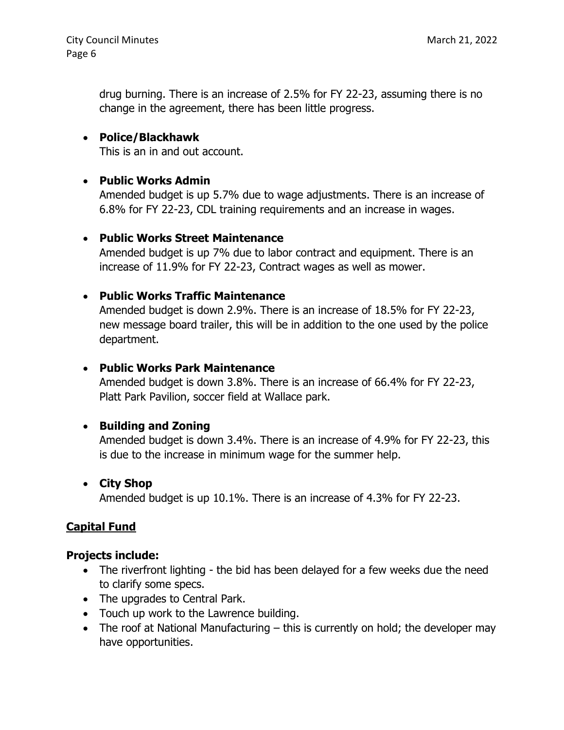drug burning. There is an increase of 2.5% for FY 22-23, assuming there is no change in the agreement, there has been little progress.

- **Police/Blackhawk**
  This is an in and out account.

- **Public Works Admin**
  Amended budget is up 5.7% due to wage adjustments. There is an increase of 6.8% for FY 22-23, CDL training requirements and an increase in wages.

- **Public Works Street Maintenance**
  Amended budget is up 7% due to labor contract and equipment. There is an increase of 11.9% for FY 22-23, Contract wages as well as mower.

- **Public Works Traffic Maintenance**
  Amended budget is down 2.9%. There is an increase of 18.5% for FY 22-23, new message board trailer, this will be in addition to the one used by the police department.

- **Public Works Park Maintenance**
  Amended budget is down 3.8%. There is an increase of 66.4% for FY 22-23, Platt Park Pavilion, soccer field at Wallace park.

- **Building and Zoning**
  Amended budget is down 3.4%. There is an increase of 4.9% for FY 22-23, this is due to the increase in minimum wage for the summer help.

- **City Shop**
  Amended budget is up 10.1%. There is an increase of 4.3% for FY 22-23.

**<u>Capital Fund</u>**

**Projects include:**

- The riverfront lighting - the bid has been delayed for a few weeks due the need to clarify some specs.
- The upgrades to Central Park.
- Touch up work to the Lawrence building.
- The roof at National Manufacturing – this is currently on hold; the developer may have opportunities.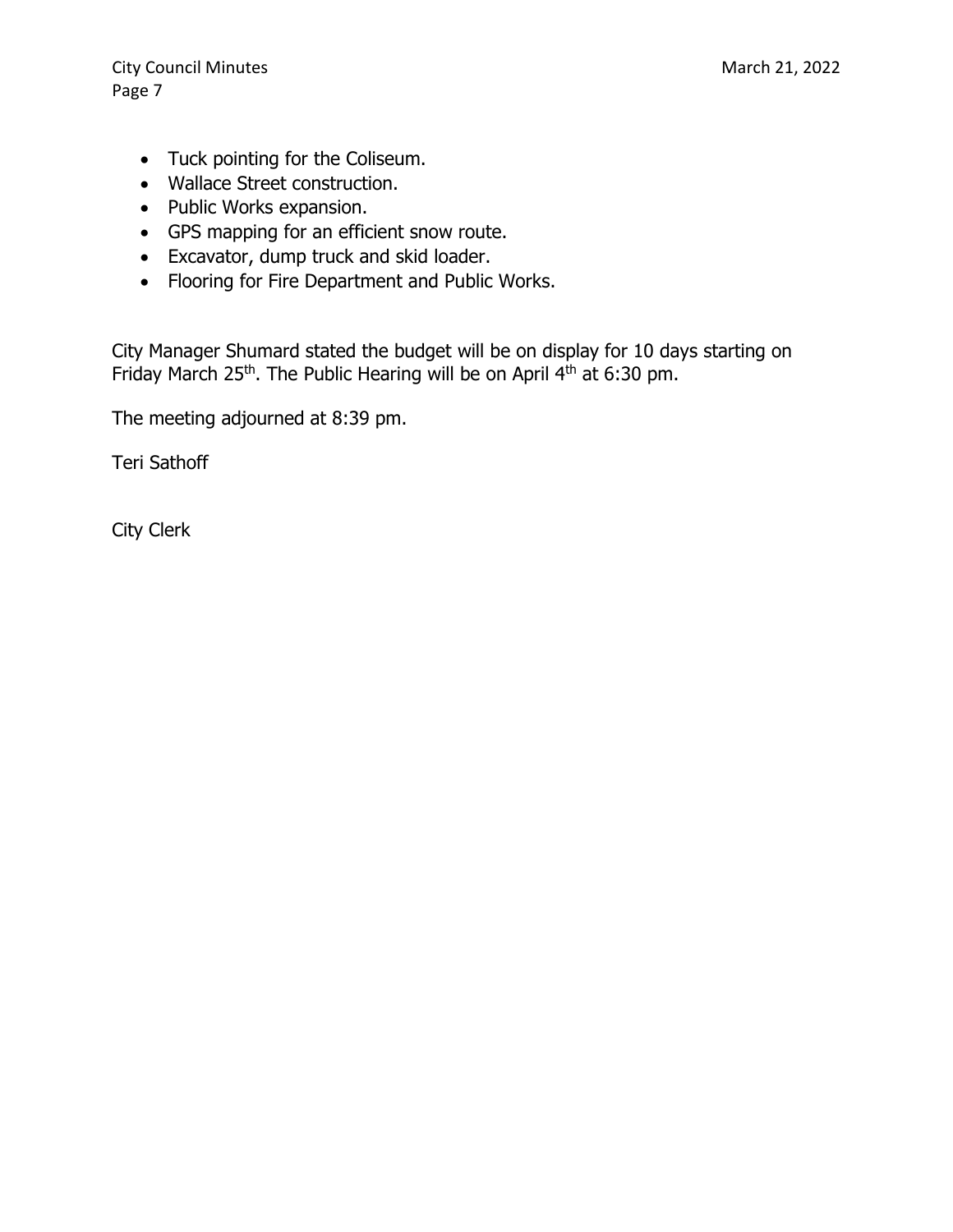- Tuck pointing for the Coliseum.
- Wallace Street construction.
- Public Works expansion.
- GPS mapping for an efficient snow route.
- Excavator, dump truck and skid loader.
- Flooring for Fire Department and Public Works.

City Manager Shumard stated the budget will be on display for 10 days starting on Friday March 25th. The Public Hearing will be on April 4th at 6:30 pm.

The meeting adjourned at 8:39 pm.

Teri Sathoff

City Clerk